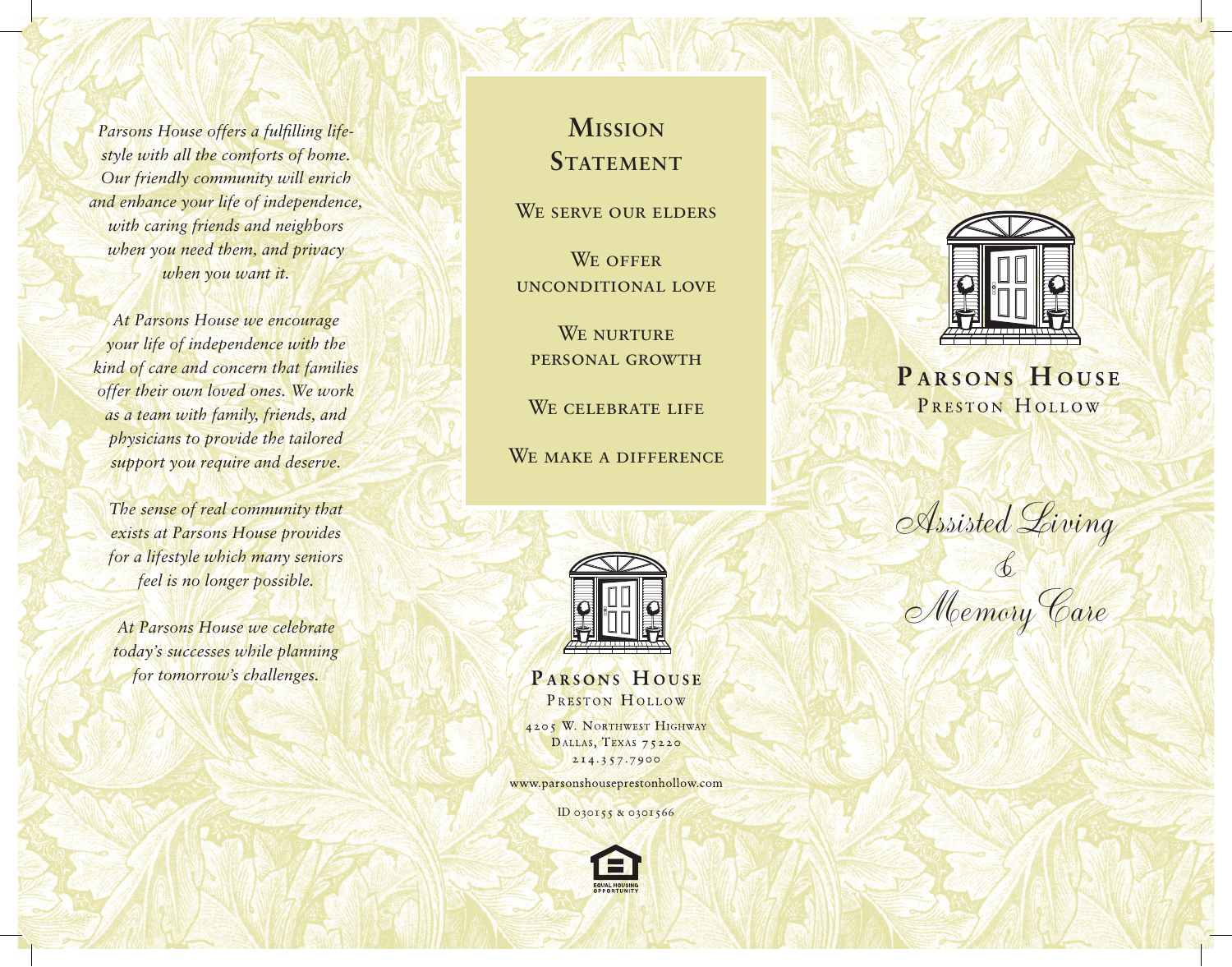*Parsons House offers a fulfilling lifestyle with all the comforts of home. Our friendly community will enrich and enhance your life of independence, with caring friends and neighbors when you need them, and privacy when you want it.*

*At Parsons House we encourage your life of independence with the kind of care and concern that families offer their own loved ones. We work as a team with family, friends, and physicians to provide the tailored support you require and deserve.*

*The sense of real community that exists at Parsons House provides for a lifestyle which many seniors feel is no longer possible.*

*At Parsons House we celebrate today's successes while planning for tomorrow's challenges.*

## Mission Statement

We serve our elders

We offer unconditional love

We nurture personal growth

We celebrate life

We make a difference

**Parsons House**
Preston Hollow

4205 W. Northwest Highway
Dallas, Texas 75220
214.357.7900

www.parsonshouseprestonhollow.com

ID 030155 & 0301566

EQUAL HOUSING OPPORTUNITY

# Parsons House

Preston Hollow

*Assisted Living & Memory Care*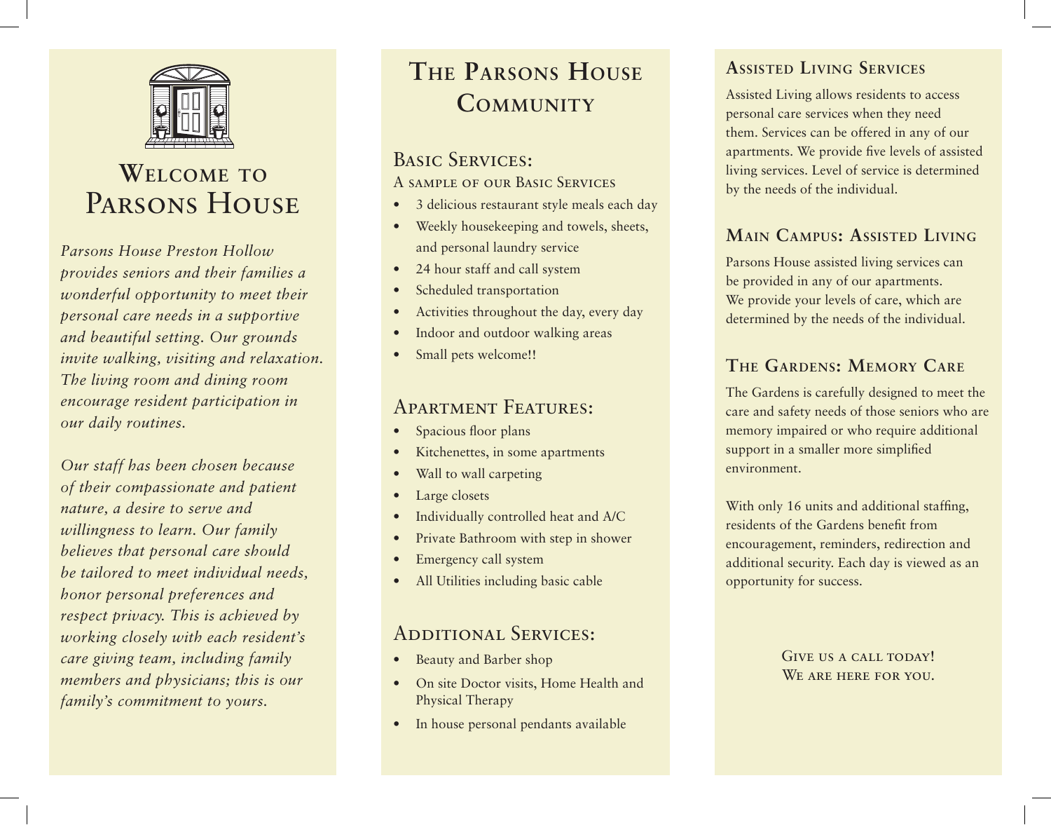# Welcome to Parsons House

*Parsons House Preston Hollow provides seniors and their families a wonderful opportunity to meet their personal care needs in a supportive and beautiful setting. Our grounds invite walking, visiting and relaxation. The living room and dining room encourage resident participation in our daily routines.*

*Our staff has been chosen because of their compassionate and patient nature, a desire to serve and willingness to learn. Our family believes that personal care should be tailored to meet individual needs, honor personal preferences and respect privacy. This is achieved by working closely with each resident's care giving team, including family members and physicians; this is our family's commitment to yours.*

# The Parsons House Community

## Basic Services:

A sample of our Basic Services

- 3 delicious restaurant style meals each day
- Weekly housekeeping and towels, sheets, and personal laundry service
- 24 hour staff and call system
- Scheduled transportation
- Activities throughout the day, every day
- Indoor and outdoor walking areas
- Small pets welcome!!

## Apartment Features:

- Spacious floor plans
- Kitchenettes, in some apartments
- Wall to wall carpeting
- Large closets
- Individually controlled heat and A/C
- Private Bathroom with step in shower
- Emergency call system
- All Utilities including basic cable

## Additional Services:

- Beauty and Barber shop
- On site Doctor visits, Home Health and Physical Therapy
- In house personal pendants available

## Assisted Living Services

Assisted Living allows residents to access personal care services when they need them. Services can be offered in any of our apartments. We provide five levels of assisted living services. Level of service is determined by the needs of the individual.

## Main Campus: Assisted Living

Parsons House assisted living services can be provided in any of our apartments. We provide your levels of care, which are determined by the needs of the individual.

## The Gardens: Memory Care

The Gardens is carefully designed to meet the care and safety needs of those seniors who are memory impaired or who require additional support in a smaller more simplified environment.

With only 16 units and additional staffing, residents of the Gardens benefit from encouragement, reminders, redirection and additional security. Each day is viewed as an opportunity for success.

Give us a call today!
We are here for you.